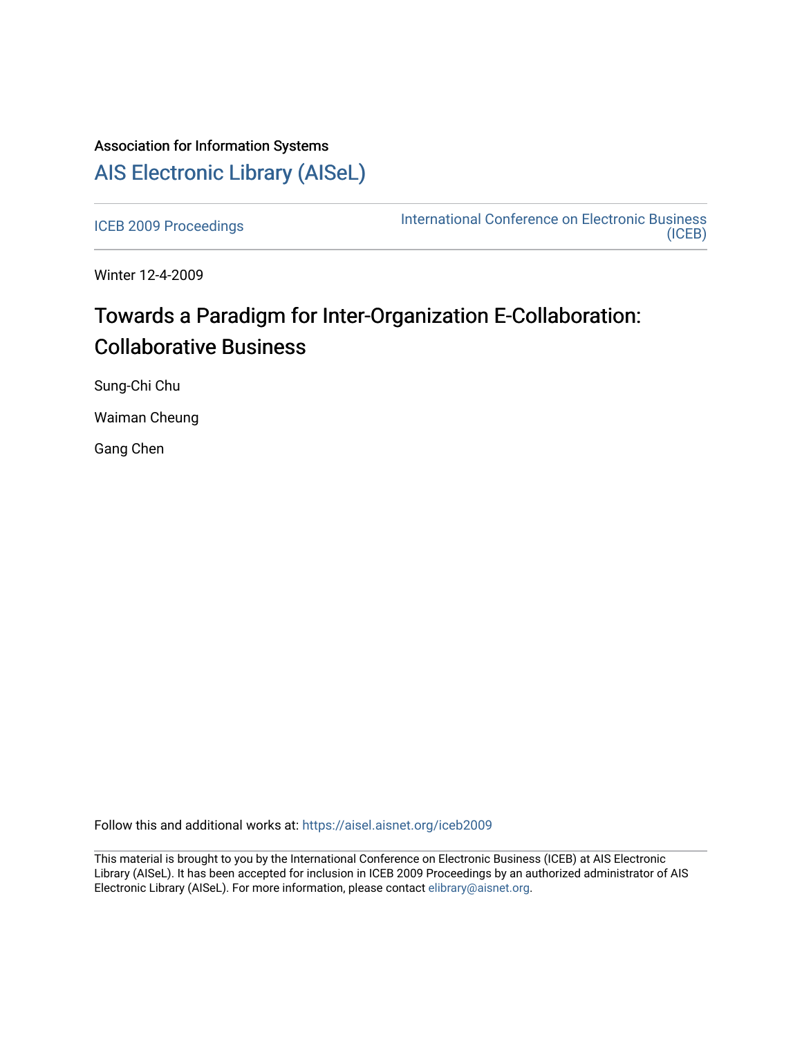Association for Information Systems

# AIS Electronic Library (AISeL)

ICEB 2009 Proceedings

International Conference on Electronic Business (ICEB)

Winter 12-4-2009

# Towards a Paradigm for Inter-Organization E-Collaboration: Collaborative Business

Sung-Chi Chu

Waiman Cheung

Gang Chen

Follow this and additional works at: https://aisel.aisnet.org/iceb2009

This material is brought to you by the International Conference on Electronic Business (ICEB) at AIS Electronic Library (AISeL). It has been accepted for inclusion in ICEB 2009 Proceedings by an authorized administrator of AIS Electronic Library (AISeL). For more information, please contact elibrary@aisnet.org.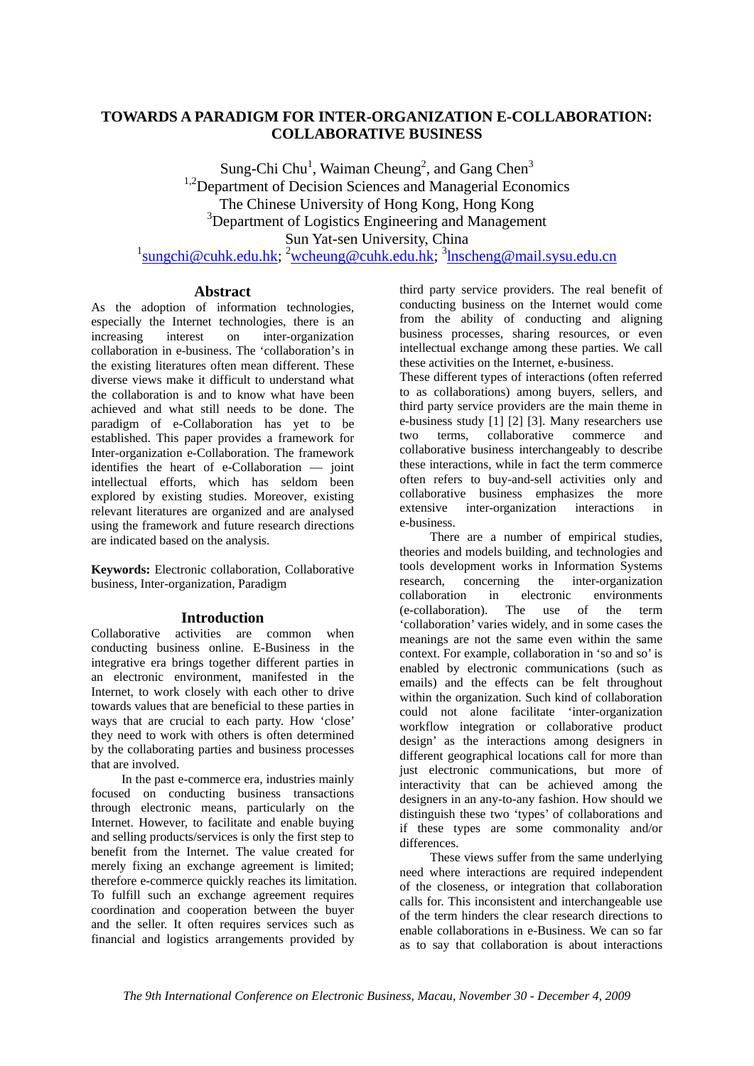# TOWARDS A PARADIGM FOR INTER-ORGANIZATION E-COLLABORATION: COLLABORATIVE BUSINESS

Sung-Chi Chu[1], Waiman Cheung[2], and Gang Chen[3]
[1,2]Department of Decision Sciences and Managerial Economics
The Chinese University of Hong Kong, Hong Kong
[3]Department of Logistics Engineering and Management
Sun Yat-sen University, China
[1]sungchi@cuhk.edu.hk; [2]wcheung@cuhk.edu.hk; [3]lnscheng@mail.sysu.edu.cn

## Abstract

As the adoption of information technologies, especially the Internet technologies, there is an increasing interest on inter-organization collaboration in e-business. The 'collaboration's in the existing literatures often mean different. These diverse views make it difficult to understand what the collaboration is and to know what have been achieved and what still needs to be done. The paradigm of e-Collaboration has yet to be established. This paper provides a framework for Inter-organization e-Collaboration. The framework identifies the heart of e-Collaboration — joint intellectual efforts, which has seldom been explored by existing studies. Moreover, existing relevant literatures are organized and are analysed using the framework and future research directions are indicated based on the analysis.

**Keywords:** Electronic collaboration, Collaborative business, Inter-organization, Paradigm

## Introduction

Collaborative activities are common when conducting business online. E-Business in the integrative era brings together different parties in an electronic environment, manifested in the Internet, to work closely with each other to drive towards values that are beneficial to these parties in ways that are crucial to each party. How 'close' they need to work with others is often determined by the collaborating parties and business processes that are involved.

In the past e-commerce era, industries mainly focused on conducting business transactions through electronic means, particularly on the Internet. However, to facilitate and enable buying and selling products/services is only the first step to benefit from the Internet. The value created for merely fixing an exchange agreement is limited; therefore e-commerce quickly reaches its limitation. To fulfill such an exchange agreement requires coordination and cooperation between the buyer and the seller. It often requires services such as financial and logistics arrangements provided by third party service providers. The real benefit of conducting business on the Internet would come from the ability of conducting and aligning business processes, sharing resources, or even intellectual exchange among these parties. We call these activities on the Internet, e-business.

These different types of interactions (often referred to as collaborations) among buyers, sellers, and third party service providers are the main theme in e-business study [1] [2] [3]. Many researchers use two terms, collaborative commerce and collaborative business interchangeably to describe these interactions, while in fact the term commerce often refers to buy-and-sell activities only and collaborative business emphasizes the more extensive inter-organization interactions in e-business.

There are a number of empirical studies, theories and models building, and technologies and tools development works in Information Systems research, concerning the inter-organization collaboration in electronic environments (e-collaboration). The use of the term 'collaboration' varies widely, and in some cases the meanings are not the same even within the same context. For example, collaboration in 'so and so' is enabled by electronic communications (such as emails) and the effects can be felt throughout within the organization. Such kind of collaboration could not alone facilitate 'inter-organization workflow integration or collaborative product design' as the interactions among designers in different geographical locations call for more than just electronic communications, but more of interactivity that can be achieved among the designers in an any-to-any fashion. How should we distinguish these two 'types' of collaborations and if these types are some commonality and/or differences.

These views suffer from the same underlying need where interactions are required independent of the closeness, or integration that collaboration calls for. This inconsistent and interchangeable use of the term hinders the clear research directions to enable collaborations in e-Business. We can so far as to say that collaboration is about interactions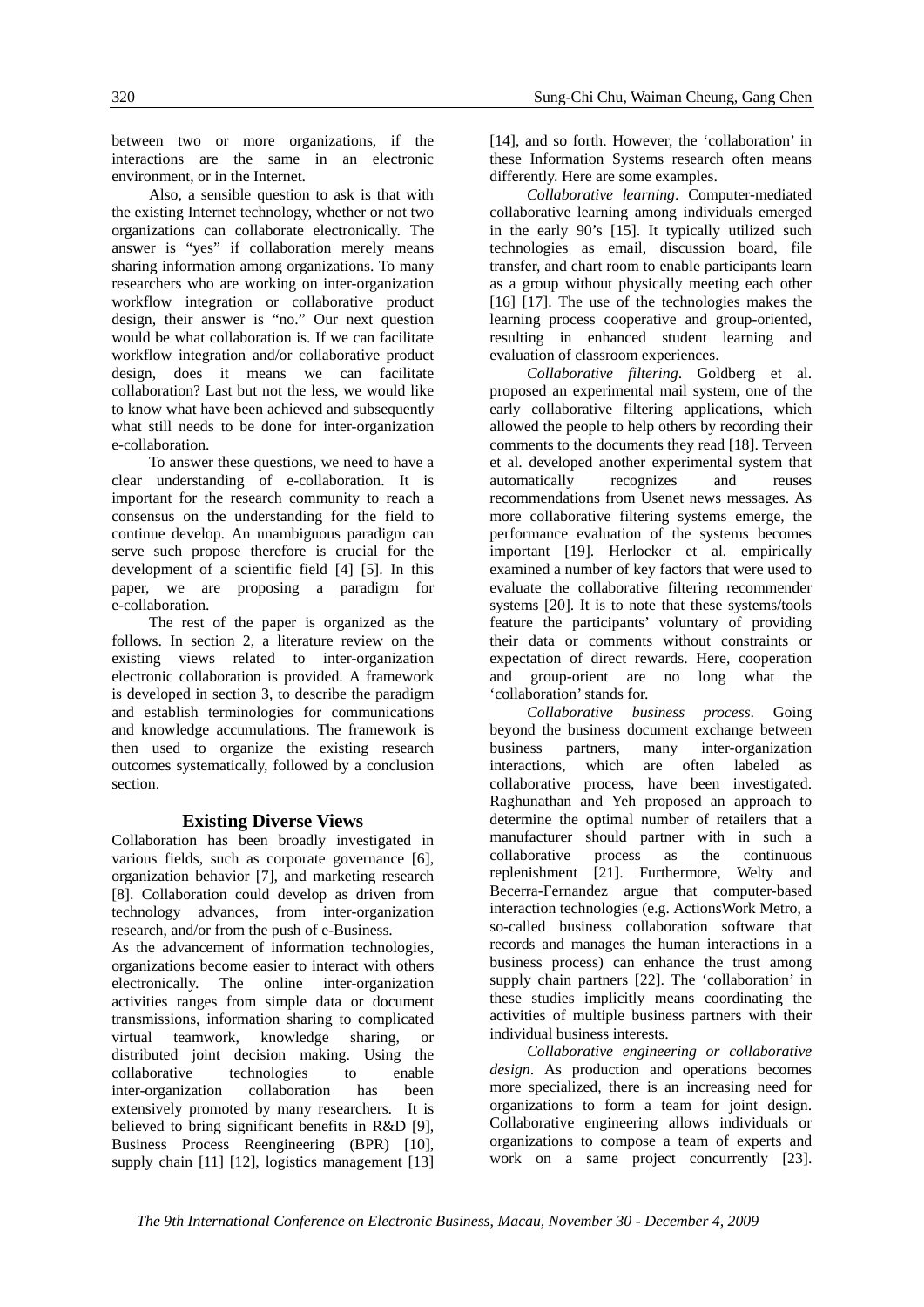between two or more organizations, if the interactions are the same in an electronic environment, or in the Internet.

Also, a sensible question to ask is that with the existing Internet technology, whether or not two organizations can collaborate electronically. The answer is "yes" if collaboration merely means sharing information among organizations. To many researchers who are working on inter-organization workflow integration or collaborative product design, their answer is "no." Our next question would be what collaboration is. If we can facilitate workflow integration and/or collaborative product design, does it means we can facilitate collaboration? Last but not the less, we would like to know what have been achieved and subsequently what still needs to be done for inter-organization e-collaboration.

To answer these questions, we need to have a clear understanding of e-collaboration. It is important for the research community to reach a consensus on the understanding for the field to continue develop. An unambiguous paradigm can serve such propose therefore is crucial for the development of a scientific field [4] [5]. In this paper, we are proposing a paradigm for e-collaboration.

The rest of the paper is organized as the follows. In section 2, a literature review on the existing views related to inter-organization electronic collaboration is provided. A framework is developed in section 3, to describe the paradigm and establish terminologies for communications and knowledge accumulations. The framework is then used to organize the existing research outcomes systematically, followed by a conclusion section.

## Existing Diverse Views

Collaboration has been broadly investigated in various fields, such as corporate governance [6], organization behavior [7], and marketing research [8]. Collaboration could develop as driven from technology advances, from inter-organization research, and/or from the push of e-Business.

As the advancement of information technologies, organizations become easier to interact with others electronically. The online inter-organization activities ranges from simple data or document transmissions, information sharing to complicated virtual teamwork, knowledge sharing, or distributed joint decision making. Using the collaborative technologies to enable inter-organization collaboration has been extensively promoted by many researchers. It is believed to bring significant benefits in R&D [9], Business Process Reengineering (BPR) [10], supply chain [11] [12], logistics management [13] [14], and so forth. However, the 'collaboration' in these Information Systems research often means differently. Here are some examples.

*Collaborative learning*. Computer-mediated collaborative learning among individuals emerged in the early 90's [15]. It typically utilized such technologies as email, discussion board, file transfer, and chart room to enable participants learn as a group without physically meeting each other [16] [17]. The use of the technologies makes the learning process cooperative and group-oriented, resulting in enhanced student learning and evaluation of classroom experiences.

*Collaborative filtering*. Goldberg et al. proposed an experimental mail system, one of the early collaborative filtering applications, which allowed the people to help others by recording their comments to the documents they read [18]. Terveen et al. developed another experimental system that automatically recognizes and reuses recommendations from Usenet news messages. As more collaborative filtering systems emerge, the performance evaluation of the systems becomes important [19]. Herlocker et al. empirically examined a number of key factors that were used to evaluate the collaborative filtering recommender systems [20]. It is to note that these systems/tools feature the participants' voluntary of providing their data or comments without constraints or expectation of direct rewards. Here, cooperation and group-orient are no long what the 'collaboration' stands for.

*Collaborative business process*. Going beyond the business document exchange between business partners, many inter-organization interactions, which are often labeled as collaborative process, have been investigated. Raghunathan and Yeh proposed an approach to determine the optimal number of retailers that a manufacturer should partner with in such a collaborative process as the continuous replenishment [21]. Furthermore, Welty and Becerra-Fernandez argue that computer-based interaction technologies (e.g. ActionsWork Metro, a so-called business collaboration software that records and manages the human interactions in a business process) can enhance the trust among supply chain partners [22]. The 'collaboration' in these studies implicitly means coordinating the activities of multiple business partners with their individual business interests.

*Collaborative engineering or collaborative design*. As production and operations becomes more specialized, there is an increasing need for organizations to form a team for joint design. Collaborative engineering allows individuals or organizations to compose a team of experts and work on a same project concurrently [23].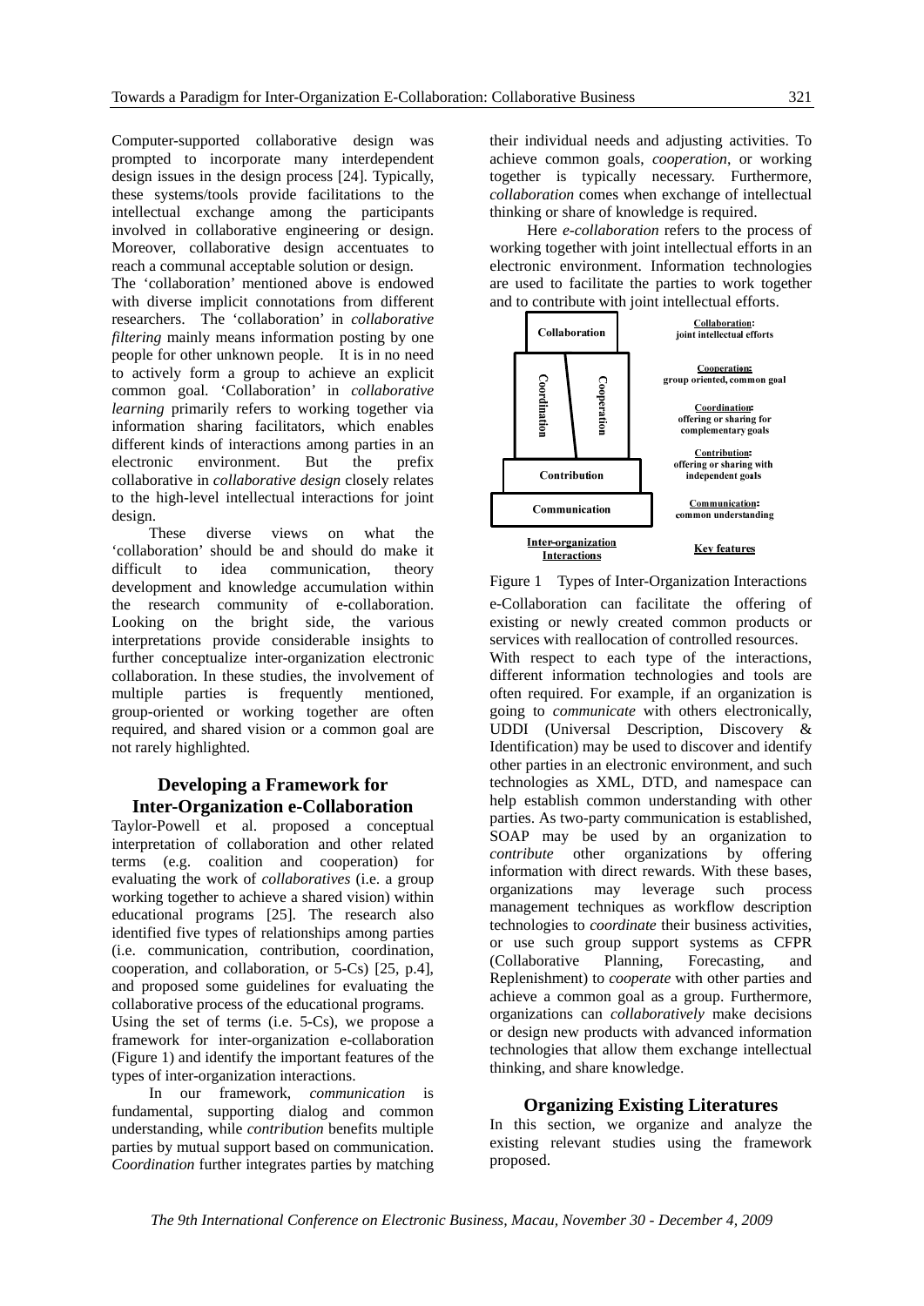Computer-supported collaborative design was prompted to incorporate many interdependent design issues in the design process [24]. Typically, these systems/tools provide facilitations to the intellectual exchange among the participants involved in collaborative engineering or design. Moreover, collaborative design accentuates to reach a communal acceptable solution or design.

The 'collaboration' mentioned above is endowed with diverse implicit connotations from different researchers. The 'collaboration' in *collaborative filtering* mainly means information posting by one people for other unknown people. It is in no need to actively form a group to achieve an explicit common goal. 'Collaboration' in *collaborative learning* primarily refers to working together via information sharing facilitators, which enables different kinds of interactions among parties in an electronic environment. But the prefix collaborative in *collaborative design* closely relates to the high-level intellectual interactions for joint design.

These diverse views on what the 'collaboration' should be and should do make it difficult to idea communication, theory development and knowledge accumulation within the research community of e-collaboration. Looking on the bright side, the various interpretations provide considerable insights to further conceptualize inter-organization electronic collaboration. In these studies, the involvement of multiple parties is frequently mentioned, group-oriented or working together are often required, and shared vision or a common goal are not rarely highlighted.

## Developing a Framework for Inter-Organization e-Collaboration

Taylor-Powell et al. proposed a conceptual interpretation of collaboration and other related terms (e.g. coalition and cooperation) for evaluating the work of *collaboratives* (i.e. a group working together to achieve a shared vision) within educational programs [25]. The research also identified five types of relationships among parties (i.e. communication, contribution, coordination, cooperation, and collaboration, or 5-Cs) [25, p.4], and proposed some guidelines for evaluating the collaborative process of the educational programs.

Using the set of terms (i.e. 5-Cs), we propose a framework for inter-organization e-collaboration (Figure 1) and identify the important features of the types of inter-organization interactions.

In our framework, *communication* is fundamental, supporting dialog and common understanding, while *contribution* benefits multiple parties by mutual support based on communication. *Coordination* further integrates parties by matching their individual needs and adjusting activities. To achieve common goals, *cooperation*, or working together is typically necessary. Furthermore, *collaboration* comes when exchange of intellectual thinking or share of knowledge is required.

Here *e-collaboration* refers to the process of working together with joint intellectual efforts in an electronic environment. Information technologies are used to facilitate the parties to work together and to contribute with joint intellectual efforts.

| Inter-organization Interactions | Key features |
|---|---|
| Collaboration | Collaboration: joint intellectual efforts |
| Cooperation | Cooperation: group oriented, common goal |
| Coordination | Coordination: offering or sharing for complementary goals |
| Contribution | Contribution: offering or sharing with independent goals |
| Communication | Communication: common understanding |

Figure 1 Types of Inter-Organization Interactions

e-Collaboration can facilitate the offering of existing or newly created common products or services with reallocation of controlled resources.

With respect to each type of the interactions, different information technologies and tools are often required. For example, if an organization is going to *communicate* with others electronically, UDDI (Universal Description, Discovery & Identification) may be used to discover and identify other parties in an electronic environment, and such technologies as XML, DTD, and namespace can help establish common understanding with other parties. As two-party communication is established, SOAP may be used by an organization to *contribute* other organizations by offering information with direct rewards. With these bases, organizations may leverage such process management techniques as workflow description technologies to *coordinate* their business activities, or use such group support systems as CFPR (Collaborative Planning, Forecasting, and Replenishment) to *cooperate* with other parties and achieve a common goal as a group. Furthermore, organizations can *collaboratively* make decisions or design new products with advanced information technologies that allow them exchange intellectual thinking, and share knowledge.

## Organizing Existing Literatures

In this section, we organize and analyze the existing relevant studies using the framework proposed.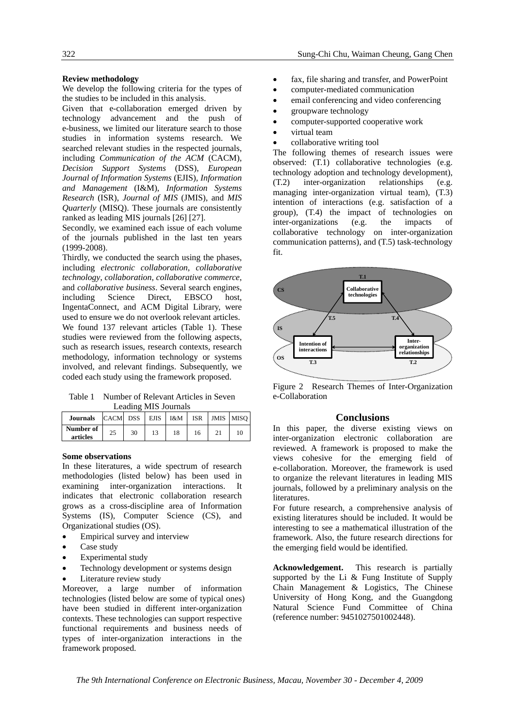**Review methodology**

We develop the following criteria for the types of the studies to be included in this analysis.

Given that e-collaboration emerged driven by technology advancement and the push of e-business, we limited our literature search to those studies in information systems research. We searched relevant studies in the respected journals, including *Communication of the ACM* (CACM), *Decision Support Systems* (DSS), *European Journal of Information Systems* (EJIS), *Information and Management* (I&M), *Information Systems Research* (ISR), *Journal of MIS* (JMIS), and *MIS Quarterly* (MISQ). These journals are consistently ranked as leading MIS journals [26] [27].

Secondly, we examined each issue of each volume of the journals published in the last ten years (1999-2008).

Thirdly, we conducted the search using the phases, including *electronic collaboration*, *collaborative technology*, *collaboration*, *collaborative commerce*, and *collaborative business*. Several search engines, including Science Direct, EBSCO host, IngentaConnect, and ACM Digital Library, were used to ensure we do not overlook relevant articles.

We found 137 relevant articles (Table 1). These studies were reviewed from the following aspects, such as research issues, research contexts, research methodology, information technology or systems involved, and relevant findings. Subsequently, we coded each study using the framework proposed.

Table 1 Number of Relevant Articles in Seven Leading MIS Journals

| Journals | CACM | DSS | EJIS | I&M | ISR | JMIS | MISQ |
|---|---|---|---|---|---|---|---|
| Number of articles | 25 | 30 | 13 | 18 | 16 | 21 | 10 |

**Some observations**

In these literatures, a wide spectrum of research methodologies (listed below) has been used in examining inter-organization interactions. It indicates that electronic collaboration research grows as a cross-discipline area of Information Systems (IS), Computer Science (CS), and Organizational studies (OS).

- Empirical survey and interview
- Case study
- Experimental study
- Technology development or systems design
- Literature review study

Moreover, a large number of information technologies (listed below are some of typical ones) have been studied in different inter-organization contexts. These technologies can support respective functional requirements and business needs of types of inter-organization interactions in the framework proposed.

- fax, file sharing and transfer, and PowerPoint
- computer-mediated communication
- email conferencing and video conferencing
- groupware technology
- computer-supported cooperative work
- virtual team
- collaborative writing tool

The following themes of research issues were observed: (T.1) collaborative technologies (e.g. technology adoption and technology development), (T.2) inter-organization relationships (e.g. managing inter-organization virtual team), (T.3) intention of interactions (e.g. satisfaction of a group), (T.4) the impact of technologies on inter-organizations (e.g. the impacts of collaborative technology on inter-organization communication patterns), and (T.5) task-technology fit.

Figure 2 Research Themes of Inter-Organization e-Collaboration

## Conclusions

In this paper, the diverse existing views on inter-organization electronic collaboration are reviewed. A framework is proposed to make the views cohesive for the emerging field of e-collaboration. Moreover, the framework is used to organize the relevant literatures in leading MIS journals, followed by a preliminary analysis on the literatures.

For future research, a comprehensive analysis of existing literatures should be included. It would be interesting to see a mathematical illustration of the framework. Also, the future research directions for the emerging field would be identified.

**Acknowledgement.** This research is partially supported by the Li & Fung Institute of Supply Chain Management & Logistics, The Chinese University of Hong Kong, and the Guangdong Natural Science Fund Committee of China (reference number: 9451027501002448).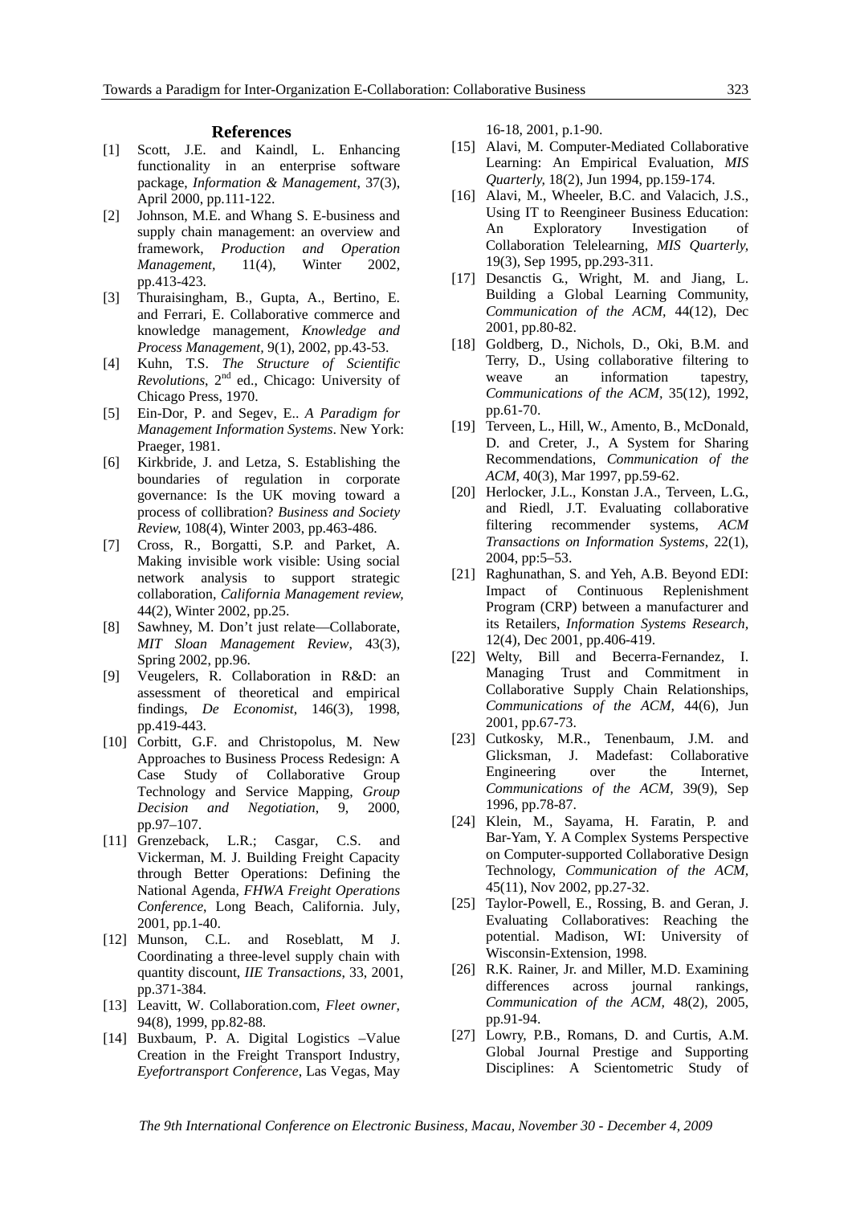## References

[1] Scott, J.E. and Kaindl, L. Enhancing functionality in an enterprise software package, *Information & Management*, 37(3), April 2000, pp.111-122.

[2] Johnson, M.E. and Whang S. E-business and supply chain management: an overview and framework, *Production and Operation Management*, 11(4), Winter 2002, pp.413-423.

[3] Thuraisingham, B., Gupta, A., Bertino, E. and Ferrari, E. Collaborative commerce and knowledge management, *Knowledge and Process Management*, 9(1), 2002, pp.43-53.

[4] Kuhn, T.S. *The Structure of Scientific Revolutions*, 2nd ed., Chicago: University of Chicago Press, 1970.

[5] Ein-Dor, P. and Segev, E.. *A Paradigm for Management Information Systems*. New York: Praeger, 1981.

[6] Kirkbride, J. and Letza, S. Establishing the boundaries of regulation in corporate governance: Is the UK moving toward a process of collibration? *Business and Society Review,* 108(4), Winter 2003, pp.463-486.

[7] Cross, R., Borgatti, S.P. and Parket, A. Making invisible work visible: Using social network analysis to support strategic collaboration, *California Management review,* 44(2), Winter 2002, pp.25.

[8] Sawhney, M. Don't just relate—Collaborate, *MIT Sloan Management Review*, 43(3), Spring 2002, pp.96.

[9] Veugelers, R. Collaboration in R&D: an assessment of theoretical and empirical findings, *De Economist*, 146(3), 1998, pp.419-443.

[10] Corbitt, G.F. and Christopolus, M. New Approaches to Business Process Redesign: A Case Study of Collaborative Group Technology and Service Mapping, *Group Decision and Negotiation*, 9, 2000, pp.97–107.

[11] Grenzeback, L.R.; Casgar, C.S. and Vickerman, M. J. Building Freight Capacity through Better Operations: Defining the National Agenda, *FHWA Freight Operations Conference*, Long Beach, California. July, 2001, pp.1-40.

[12] Munson, C.L. and Roseblatt, M J. Coordinating a three-level supply chain with quantity discount, *IIE Transactions*, 33, 2001, pp.371-384.

[13] Leavitt, W. Collaboration.com, *Fleet owner,* 94(8), 1999, pp.82-88.

[14] Buxbaum, P. A. Digital Logistics –Value Creation in the Freight Transport Industry, *Eyefortransport Conference*, Las Vegas, May 16-18, 2001, p.1-90.

[15] Alavi, M. Computer-Mediated Collaborative Learning: An Empirical Evaluation, *MIS Quarterly*, 18(2), Jun 1994, pp.159-174.

[16] Alavi, M., Wheeler, B.C. and Valacich, J.S., Using IT to Reengineer Business Education: An Exploratory Investigation of Collaboration Telelearning, *MIS Quarterly,* 19(3), Sep 1995, pp.293-311.

[17] Desanctis G., Wright, M. and Jiang, L. Building a Global Learning Community, *Communication of the ACM,* 44(12), Dec 2001, pp.80-82.

[18] Goldberg, D., Nichols, D., Oki, B.M. and Terry, D., Using collaborative filtering to weave an information tapestry, *Communications of the ACM,* 35(12), 1992, pp.61-70.

[19] Terveen, L., Hill, W., Amento, B., McDonald, D. and Creter, J., A System for Sharing Recommendations, *Communication of the ACM,* 40(3), Mar 1997, pp.59-62.

[20] Herlocker, J.L., Konstan J.A., Terveen, L.G., and Riedl, J.T. Evaluating collaborative filtering recommender systems, *ACM Transactions on Information Systems*, 22(1), 2004, pp:5–53.

[21] Raghunathan, S. and Yeh, A.B. Beyond EDI: Impact of Continuous Replenishment Program (CRP) between a manufacturer and its Retailers, *Information Systems Research,* 12(4), Dec 2001, pp.406-419.

[22] Welty, Bill and Becerra-Fernandez, I. Managing Trust and Commitment in Collaborative Supply Chain Relationships, *Communications of the ACM,* 44(6), Jun 2001, pp.67-73.

[23] Cutkosky, M.R., Tenenbaum, J.M. and Glicksman, J. Madefast: Collaborative Engineering over the Internet, *Communications of the ACM,* 39(9), Sep 1996, pp.78-87.

[24] Klein, M., Sayama, H. Faratin, P. and Bar-Yam, Y. A Complex Systems Perspective on Computer-supported Collaborative Design Technology, *Communication of the ACM,* 45(11), Nov 2002, pp.27-32.

[25] Taylor-Powell, E., Rossing, B. and Geran, J. Evaluating Collaboratives: Reaching the potential. Madison, WI: University of Wisconsin-Extension, 1998.

[26] R.K. Rainer, Jr. and Miller, M.D. Examining differences across journal rankings, *Communication of the ACM,* 48(2), 2005, pp.91-94.

[27] Lowry, P.B., Romans, D. and Curtis, A.M. Global Journal Prestige and Supporting Disciplines: A Scientometric Study of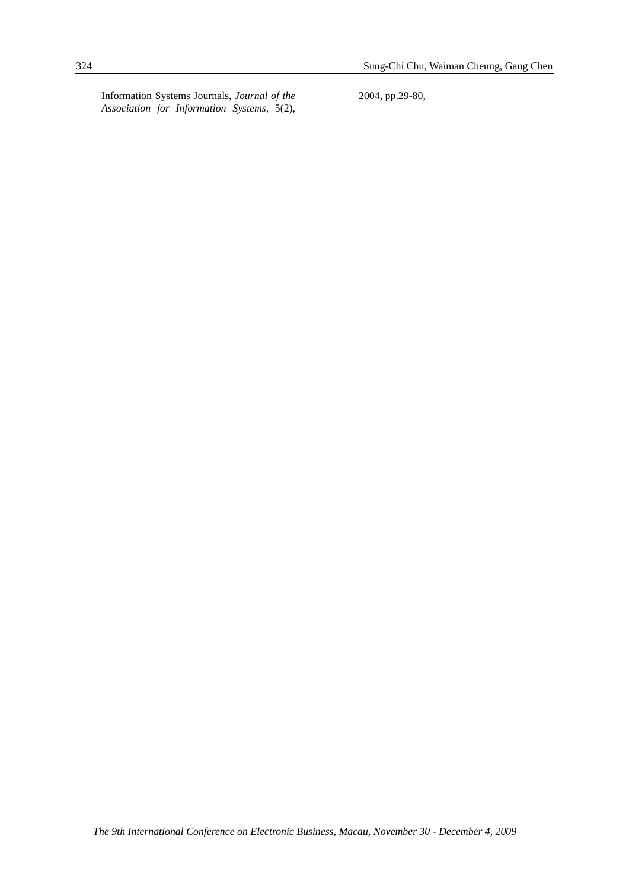Information Systems Journals, *Journal of the Association for Information Systems*, 5(2), 2004, pp.29-80,